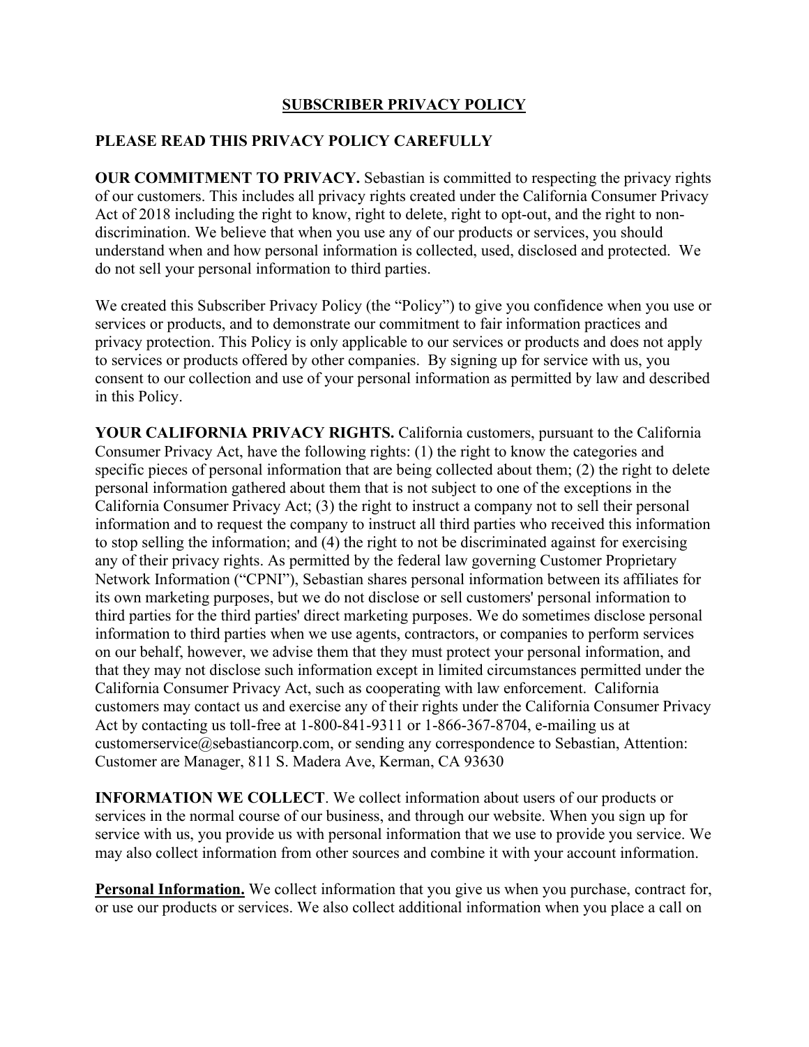# SUBSCRIBER PRIVACY POLICY

## PLEASE READ THIS PRIVACY POLICY CAREFULLY

**OUR COMMITMENT TO PRIVACY.** Sebastian is committed to respecting the privacy rights of our customers. This includes all privacy rights created under the California Consumer Privacy Act of 2018 including the right to know, right to delete, right to opt-out, and the right to non-discrimination. We believe that when you use any of our products or services, you should understand when and how personal information is collected, used, disclosed and protected. We do not sell your personal information to third parties.

We created this Subscriber Privacy Policy (the "Policy") to give you confidence when you use or services or products, and to demonstrate our commitment to fair information practices and privacy protection. This Policy is only applicable to our services or products and does not apply to services or products offered by other companies. By signing up for service with us, you consent to our collection and use of your personal information as permitted by law and described in this Policy.

**YOUR CALIFORNIA PRIVACY RIGHTS.** California customers, pursuant to the California Consumer Privacy Act, have the following rights: (1) the right to know the categories and specific pieces of personal information that are being collected about them; (2) the right to delete personal information gathered about them that is not subject to one of the exceptions in the California Consumer Privacy Act; (3) the right to instruct a company not to sell their personal information and to request the company to instruct all third parties who received this information to stop selling the information; and (4) the right to not be discriminated against for exercising any of their privacy rights. As permitted by the federal law governing Customer Proprietary Network Information ("CPNI"), Sebastian shares personal information between its affiliates for its own marketing purposes, but we do not disclose or sell customers' personal information to third parties for the third parties' direct marketing purposes. We do sometimes disclose personal information to third parties when we use agents, contractors, or companies to perform services on our behalf, however, we advise them that they must protect your personal information, and that they may not disclose such information except in limited circumstances permitted under the California Consumer Privacy Act, such as cooperating with law enforcement. California customers may contact us and exercise any of their rights under the California Consumer Privacy Act by contacting us toll-free at 1-800-841-9311 or 1-866-367-8704, e-mailing us at customerservice@sebastiancorp.com, or sending any correspondence to Sebastian, Attention: Customer are Manager, 811 S. Madera Ave, Kerman, CA 93630

**INFORMATION WE COLLECT**. We collect information about users of our products or services in the normal course of our business, and through our website. When you sign up for service with us, you provide us with personal information that we use to provide you service. We may also collect information from other sources and combine it with your account information.

**Personal Information.** We collect information that you give us when you purchase, contract for, or use our products or services. We also collect additional information when you place a call on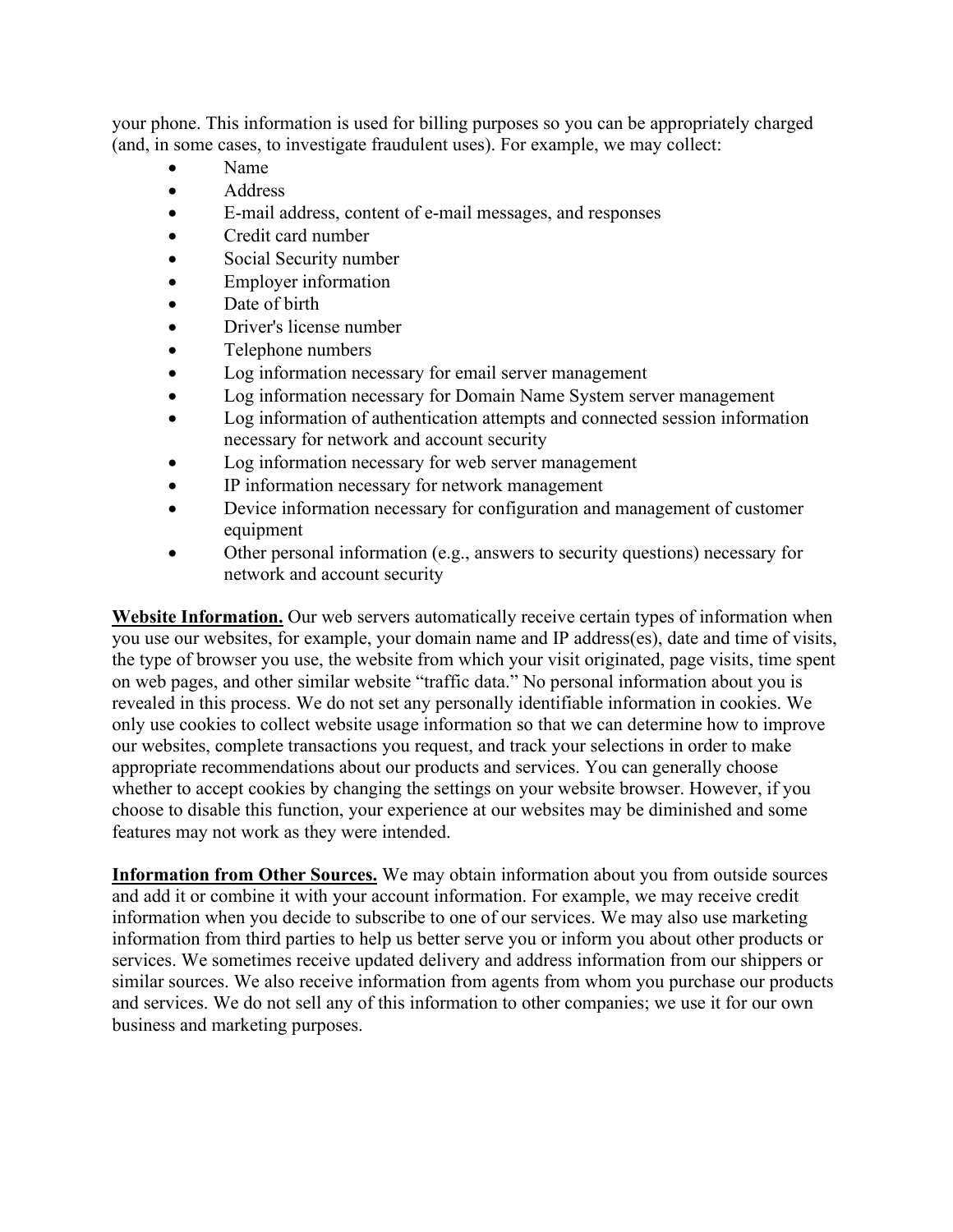your phone. This information is used for billing purposes so you can be appropriately charged (and, in some cases, to investigate fraudulent uses). For example, we may collect:

- Name
- Address
- E-mail address, content of e-mail messages, and responses
- Credit card number
- Social Security number
- Employer information
- Date of birth
- Driver's license number
- Telephone numbers
- Log information necessary for email server management
- Log information necessary for Domain Name System server management
- Log information of authentication attempts and connected session information necessary for network and account security
- Log information necessary for web server management
- IP information necessary for network management
- Device information necessary for configuration and management of customer equipment
- Other personal information (e.g., answers to security questions) necessary for network and account security

**Website Information.** Our web servers automatically receive certain types of information when you use our websites, for example, your domain name and IP address(es), date and time of visits, the type of browser you use, the website from which your visit originated, page visits, time spent on web pages, and other similar website "traffic data." No personal information about you is revealed in this process. We do not set any personally identifiable information in cookies. We only use cookies to collect website usage information so that we can determine how to improve our websites, complete transactions you request, and track your selections in order to make appropriate recommendations about our products and services. You can generally choose whether to accept cookies by changing the settings on your website browser. However, if you choose to disable this function, your experience at our websites may be diminished and some features may not work as they were intended.

**Information from Other Sources.** We may obtain information about you from outside sources and add it or combine it with your account information. For example, we may receive credit information when you decide to subscribe to one of our services. We may also use marketing information from third parties to help us better serve you or inform you about other products or services. We sometimes receive updated delivery and address information from our shippers or similar sources. We also receive information from agents from whom you purchase our products and services. We do not sell any of this information to other companies; we use it for our own business and marketing purposes.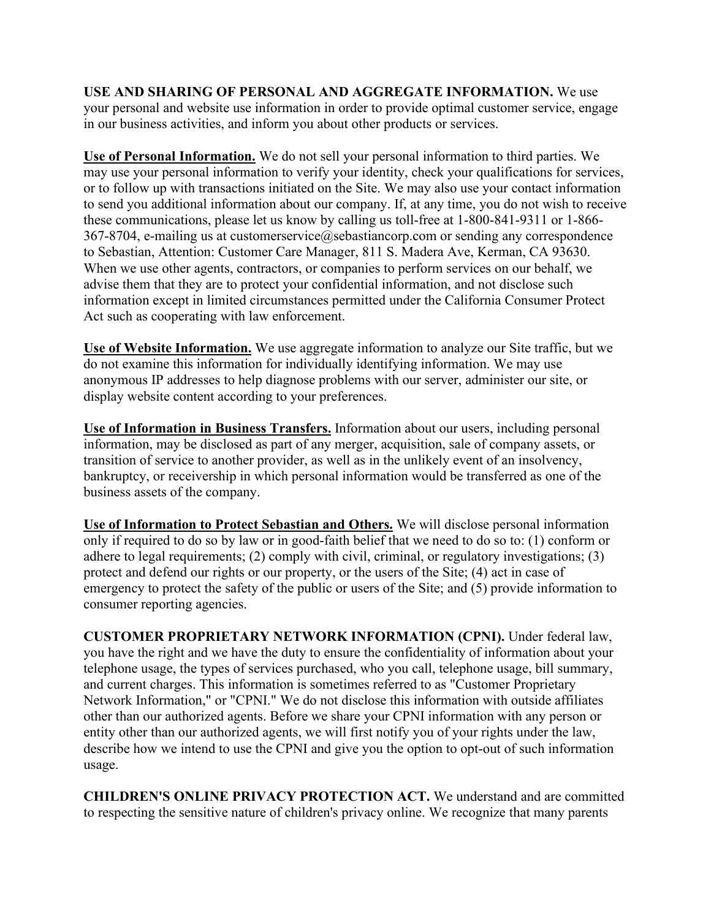**USE AND SHARING OF PERSONAL AND AGGREGATE INFORMATION.** We use your personal and website use information in order to provide optimal customer service, engage in our business activities, and inform you about other products or services.

**Use of Personal Information.** We do not sell your personal information to third parties. We may use your personal information to verify your identity, check your qualifications for services, or to follow up with transactions initiated on the Site. We may also use your contact information to send you additional information about our company. If, at any time, you do not wish to receive these communications, please let us know by calling us toll-free at 1-800-841-9311 or 1-866-367-8704, e-mailing us at customerservice@sebastiancorp.com or sending any correspondence to Sebastian, Attention: Customer Care Manager, 811 S. Madera Ave, Kerman, CA 93630. When we use other agents, contractors, or companies to perform services on our behalf, we advise them that they are to protect your confidential information, and not disclose such information except in limited circumstances permitted under the California Consumer Protect Act such as cooperating with law enforcement.

**Use of Website Information.** We use aggregate information to analyze our Site traffic, but we do not examine this information for individually identifying information. We may use anonymous IP addresses to help diagnose problems with our server, administer our site, or display website content according to your preferences.

**Use of Information in Business Transfers.** Information about our users, including personal information, may be disclosed as part of any merger, acquisition, sale of company assets, or transition of service to another provider, as well as in the unlikely event of an insolvency, bankruptcy, or receivership in which personal information would be transferred as one of the business assets of the company.

**Use of Information to Protect Sebastian and Others.** We will disclose personal information only if required to do so by law or in good-faith belief that we need to do so to: (1) conform or adhere to legal requirements; (2) comply with civil, criminal, or regulatory investigations; (3) protect and defend our rights or our property, or the users of the Site; (4) act in case of emergency to protect the safety of the public or users of the Site; and (5) provide information to consumer reporting agencies.

**CUSTOMER PROPRIETARY NETWORK INFORMATION (CPNI).** Under federal law, you have the right and we have the duty to ensure the confidentiality of information about your telephone usage, the types of services purchased, who you call, telephone usage, bill summary, and current charges. This information is sometimes referred to as "Customer Proprietary Network Information," or "CPNI." We do not disclose this information with outside affiliates other than our authorized agents. Before we share your CPNI information with any person or entity other than our authorized agents, we will first notify you of your rights under the law, describe how we intend to use the CPNI and give you the option to opt-out of such information usage.

**CHILDREN'S ONLINE PRIVACY PROTECTION ACT.** We understand and are committed to respecting the sensitive nature of children's privacy online. We recognize that many parents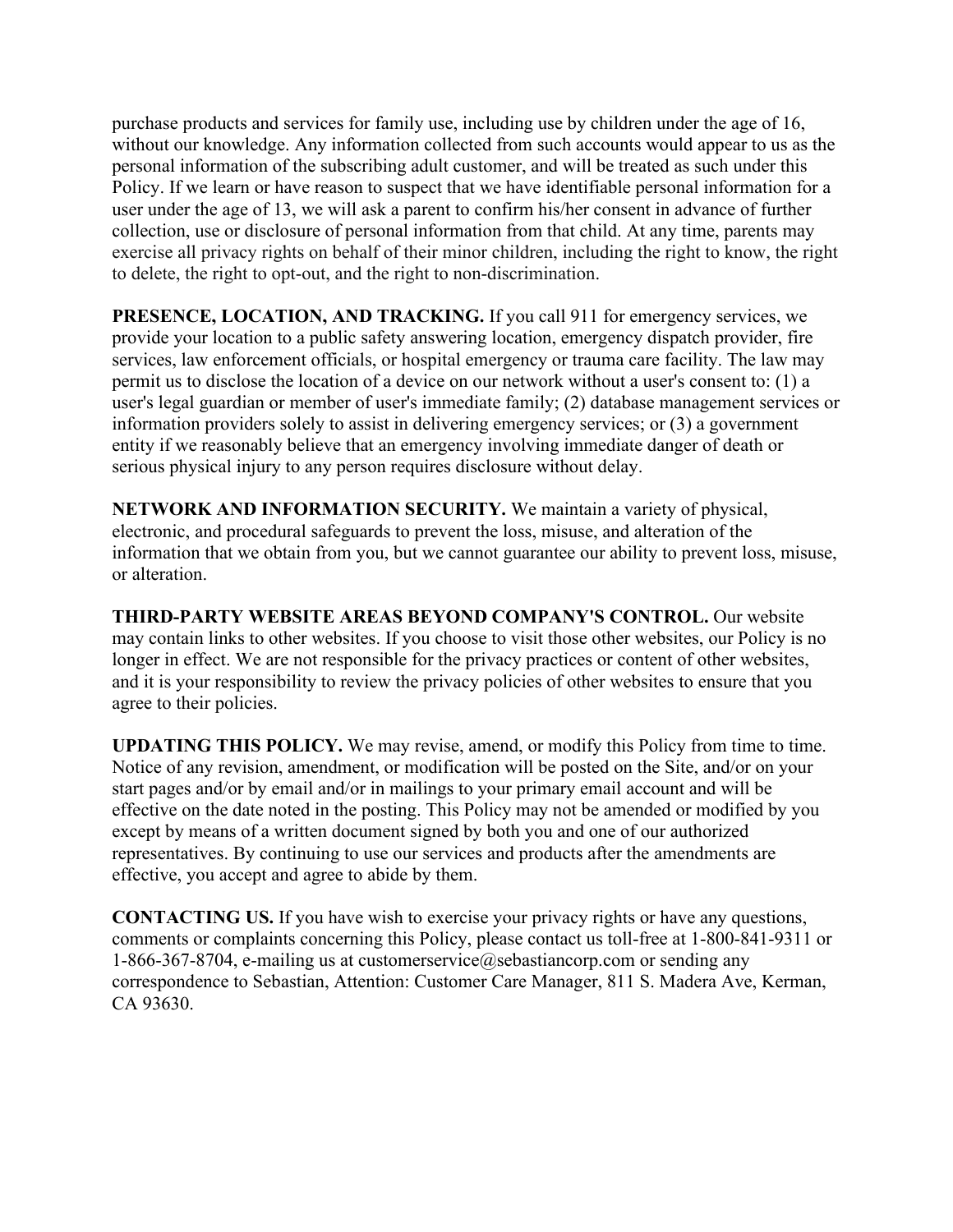purchase products and services for family use, including use by children under the age of 16, without our knowledge. Any information collected from such accounts would appear to us as the personal information of the subscribing adult customer, and will be treated as such under this Policy. If we learn or have reason to suspect that we have identifiable personal information for a user under the age of 13, we will ask a parent to confirm his/her consent in advance of further collection, use or disclosure of personal information from that child. At any time, parents may exercise all privacy rights on behalf of their minor children, including the right to know, the right to delete, the right to opt-out, and the right to non-discrimination.

**PRESENCE, LOCATION, AND TRACKING.** If you call 911 for emergency services, we provide your location to a public safety answering location, emergency dispatch provider, fire services, law enforcement officials, or hospital emergency or trauma care facility. The law may permit us to disclose the location of a device on our network without a user's consent to: (1) a user's legal guardian or member of user's immediate family; (2) database management services or information providers solely to assist in delivering emergency services; or (3) a government entity if we reasonably believe that an emergency involving immediate danger of death or serious physical injury to any person requires disclosure without delay.

**NETWORK AND INFORMATION SECURITY.** We maintain a variety of physical, electronic, and procedural safeguards to prevent the loss, misuse, and alteration of the information that we obtain from you, but we cannot guarantee our ability to prevent loss, misuse, or alteration.

**THIRD-PARTY WEBSITE AREAS BEYOND COMPANY'S CONTROL.** Our website may contain links to other websites. If you choose to visit those other websites, our Policy is no longer in effect. We are not responsible for the privacy practices or content of other websites, and it is your responsibility to review the privacy policies of other websites to ensure that you agree to their policies.

**UPDATING THIS POLICY.** We may revise, amend, or modify this Policy from time to time. Notice of any revision, amendment, or modification will be posted on the Site, and/or on your start pages and/or by email and/or in mailings to your primary email account and will be effective on the date noted in the posting. This Policy may not be amended or modified by you except by means of a written document signed by both you and one of our authorized representatives. By continuing to use our services and products after the amendments are effective, you accept and agree to abide by them.

**CONTACTING US.** If you have wish to exercise your privacy rights or have any questions, comments or complaints concerning this Policy, please contact us toll-free at 1-800-841-9311 or 1-866-367-8704, e-mailing us at customerservice@sebastiancorp.com or sending any correspondence to Sebastian, Attention: Customer Care Manager, 811 S. Madera Ave, Kerman, CA 93630.